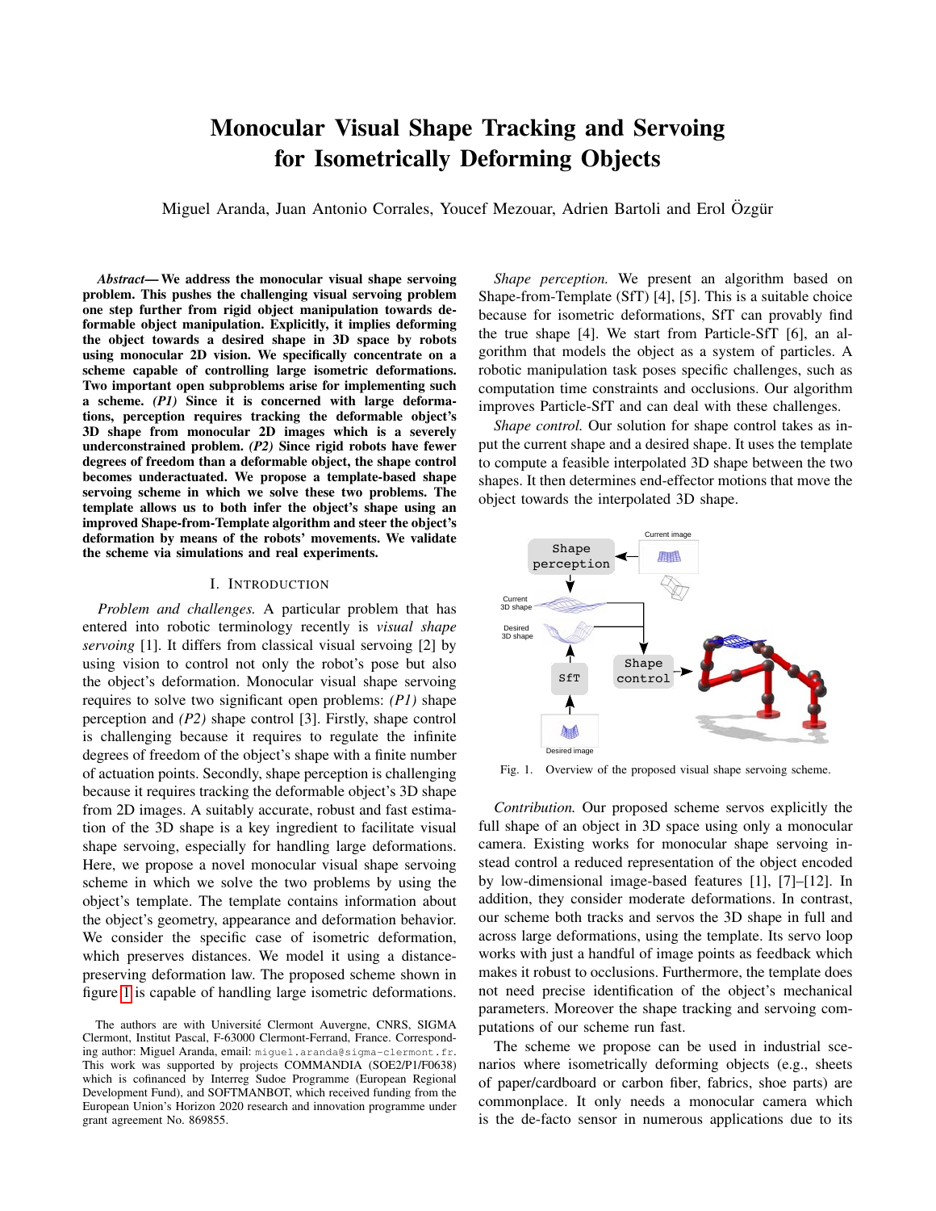# Monocular Visual Shape Tracking and Servoing for Isometrically Deforming Objects

Miguel Aranda, Juan Antonio Corrales, Youcef Mezouar, Adrien Bartoli and Erol Özgür

***Abstract*— We address the monocular visual shape servoing problem. This pushes the challenging visual servoing problem one step further from rigid object manipulation towards deformable object manipulation. Explicitly, it implies deforming the object towards a desired shape in 3D space by robots using monocular 2D vision. We specifically concentrate on a scheme capable of controlling large isometric deformations. Two important open subproblems arise for implementing such a scheme. *(P1)* Since it is concerned with large deformations, perception requires tracking the deformable object's 3D shape from monocular 2D images which is a severely underconstrained problem. *(P2)* Since rigid robots have fewer degrees of freedom than a deformable object, the shape control becomes underactuated. We propose a template-based shape servoing scheme in which we solve these two problems. The template allows us to both infer the object's shape using an improved Shape-from-Template algorithm and steer the object's deformation by means of the robots' movements. We validate the scheme via simulations and real experiments.**

## I. Introduction

*Problem and challenges.* A particular problem that has entered into robotic terminology recently is *visual shape servoing* [1]. It differs from classical visual servoing [2] by using vision to control not only the robot's pose but also the object's deformation. Monocular visual shape servoing requires to solve two significant open problems: *(P1)* shape perception and *(P2)* shape control [3]. Firstly, shape control is challenging because it requires to regulate the infinite degrees of freedom of the object's shape with a finite number of actuation points. Secondly, shape perception is challenging because it requires tracking the deformable object's 3D shape from 2D images. A suitably accurate, robust and fast estimation of the 3D shape is a key ingredient to facilitate visual shape servoing, especially for handling large deformations. Here, we propose a novel monocular visual shape servoing scheme in which we solve the two problems by using the object's template. The template contains information about the object's geometry, appearance and deformation behavior. We consider the specific case of isometric deformation, which preserves distances. We model it using a distance-preserving deformation law. The proposed scheme shown in figure 1 is capable of handling large isometric deformations.

*Shape perception.* We present an algorithm based on Shape-from-Template (SfT) [4], [5]. This is a suitable choice because for isometric deformations, SfT can provably find the true shape [4]. We start from Particle-SfT [6], an algorithm that models the object as a system of particles. A robotic manipulation task poses specific challenges, such as computation time constraints and occlusions. Our algorithm improves Particle-SfT and can deal with these challenges.

*Shape control.* Our solution for shape control takes as input the current shape and a desired shape. It uses the template to compute a feasible interpolated 3D shape between the two shapes. It then determines end-effector motions that move the object towards the interpolated 3D shape.

Fig. 1. Overview of the proposed visual shape servoing scheme.

*Contribution.* Our proposed scheme servos explicitly the full shape of an object in 3D space using only a monocular camera. Existing works for monocular shape servoing instead control a reduced representation of the object encoded by low-dimensional image-based features [1], [7]–[12]. In addition, they consider moderate deformations. In contrast, our scheme both tracks and servos the 3D shape in full and across large deformations, using the template. Its servo loop works with just a handful of image points as feedback which makes it robust to occlusions. Furthermore, the template does not need precise identification of the object's mechanical parameters. Moreover the shape tracking and servoing computations of our scheme run fast.

The scheme we propose can be used in industrial scenarios where isometrically deforming objects (e.g., sheets of paper/cardboard or carbon fiber, fabrics, shoe parts) are commonplace. It only needs a monocular camera which is the de-facto sensor in numerous applications due to its

The authors are with Université Clermont Auvergne, CNRS, SIGMA Clermont, Institut Pascal, F-63000 Clermont-Ferrand, France. Corresponding author: Miguel Aranda, email: miguel.aranda@sigma-clermont.fr. This work was supported by projects COMMANDIA (SOE2/P1/F0638) which is cofinanced by Interreg Sudoe Programme (European Regional Development Fund), and SOFTMANBOT, which received funding from the European Union's Horizon 2020 research and innovation programme under grant agreement No. 869855.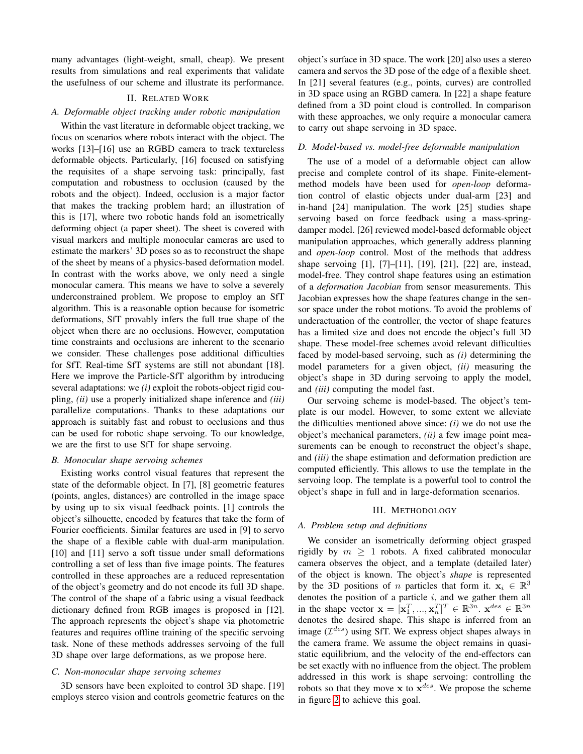many advantages (light-weight, small, cheap). We present results from simulations and real experiments that validate the usefulness of our scheme and illustrate its performance.

## II. Related Work

### A. Deformable object tracking under robotic manipulation

Within the vast literature in deformable object tracking, we focus on scenarios where robots interact with the object. The works [13]–[16] use an RGBD camera to track textureless deformable objects. Particularly, [16] focused on satisfying the requisites of a shape servoing task: principally, fast computation and robustness to occlusion (caused by the robots and the object). Indeed, occlusion is a major factor that makes the tracking problem hard; an illustration of this is [17], where two robotic hands fold an isometrically deforming object (a paper sheet). The sheet is covered with visual markers and multiple monocular cameras are used to estimate the markers' 3D poses so as to reconstruct the shape of the sheet by means of a physics-based deformation model. In contrast with the works above, we only need a single monocular camera. This means we have to solve a severely underconstrained problem. We propose to employ an SfT algorithm. This is a reasonable option because for isometric deformations, SfT provably infers the full true shape of the object when there are no occlusions. However, computation time constraints and occlusions are inherent to the scenario we consider. These challenges pose additional difficulties for SfT. Real-time SfT systems are still not abundant [18]. Here we improve the Particle-SfT algorithm by introducing several adaptations: we *(i)* exploit the robots-object rigid coupling, *(ii)* use a properly initialized shape inference and *(iii)* parallelize computations. Thanks to these adaptations our approach is suitably fast and robust to occlusions and thus can be used for robotic shape servoing. To our knowledge, we are the first to use SfT for shape servoing.

### B. Monocular shape servoing schemes

Existing works control visual features that represent the state of the deformable object. In [7], [8] geometric features (points, angles, distances) are controlled in the image space by using up to six visual feedback points. [1] controls the object's silhouette, encoded by features that take the form of Fourier coefficients. Similar features are used in [9] to servo the shape of a flexible cable with dual-arm manipulation. [10] and [11] servo a soft tissue under small deformations controlling a set of less than five image points. The features controlled in these approaches are a reduced representation of the object's geometry and do not encode its full 3D shape. The control of the shape of a fabric using a visual feedback dictionary defined from RGB images is proposed in [12]. The approach represents the object's shape via photometric features and requires offline training of the specific servoing task. None of these methods addresses servoing of the full 3D shape over large deformations, as we propose here.

### C. Non-monocular shape servoing schemes

3D sensors have been exploited to control 3D shape. [19] employs stereo vision and controls geometric features on the object's surface in 3D space. The work [20] also uses a stereo camera and servos the 3D pose of the edge of a flexible sheet. In [21] several features (e.g., points, curves) are controlled in 3D space using an RGBD camera. In [22] a shape feature defined from a 3D point cloud is controlled. In comparison with these approaches, we only require a monocular camera to carry out shape servoing in 3D space.

### D. Model-based vs. model-free deformable manipulation

The use of a model of a deformable object can allow precise and complete control of its shape. Finite-element-method models have been used for *open-loop* deformation control of elastic objects under dual-arm [23] and in-hand [24] manipulation. The work [25] studies shape servoing based on force feedback using a mass-spring-damper model. [26] reviewed model-based deformable object manipulation approaches, which generally address planning and *open-loop* control. Most of the methods that address shape servoing [1], [7]–[11], [19], [21], [22] are, instead, model-free. They control shape features using an estimation of a *deformation Jacobian* from sensor measurements. This Jacobian expresses how the shape features change in the sensor space under the robot motions. To avoid the problems of underactuation of the controller, the vector of shape features has a limited size and does not encode the object's full 3D shape. These model-free schemes avoid relevant difficulties faced by model-based servoing, such as *(i)* determining the model parameters for a given object, *(ii)* measuring the object's shape in 3D during servoing to apply the model, and *(iii)* computing the model fast.

Our servoing scheme is model-based. The object's template is our model. However, to some extent we alleviate the difficulties mentioned above since: *(i)* we do not use the object's mechanical parameters, *(ii)* a few image point measurements can be enough to reconstruct the object's shape, and *(iii)* the shape estimation and deformation prediction are computed efficiently. This allows to use the template in the servoing loop. The template is a powerful tool to control the object's shape in full and in large-deformation scenarios.

## III. Methodology

### A. Problem setup and definitions

We consider an isometrically deforming object grasped rigidly by $m \geq 1$ robots. A fixed calibrated monocular camera observes the object, and a template (detailed later) of the object is known. The object's *shape* is represented by the 3D positions of $n$ particles that form it. $\mathbf{x}_i \in \mathbb{R}^3$ denotes the position of a particle $i$, and we gather them all in the shape vector $\mathbf{x} = [\mathbf{x}_1^T, ..., \mathbf{x}_n^T]^T \in \mathbb{R}^{3n}$. $\mathbf{x}^{des} \in \mathbb{R}^{3n}$ denotes the desired shape. This shape is inferred from an image ($\mathcal{I}^{des}$) using SfT. We express object shapes always in the camera frame. We assume the object remains in quasi-static equilibrium, and the velocity of the end-effectors can be set exactly with no influence from the object. The problem addressed in this work is shape servoing: controlling the robots so that they move $\mathbf{x}$ to $\mathbf{x}^{des}$. We propose the scheme in figure 2 to achieve this goal.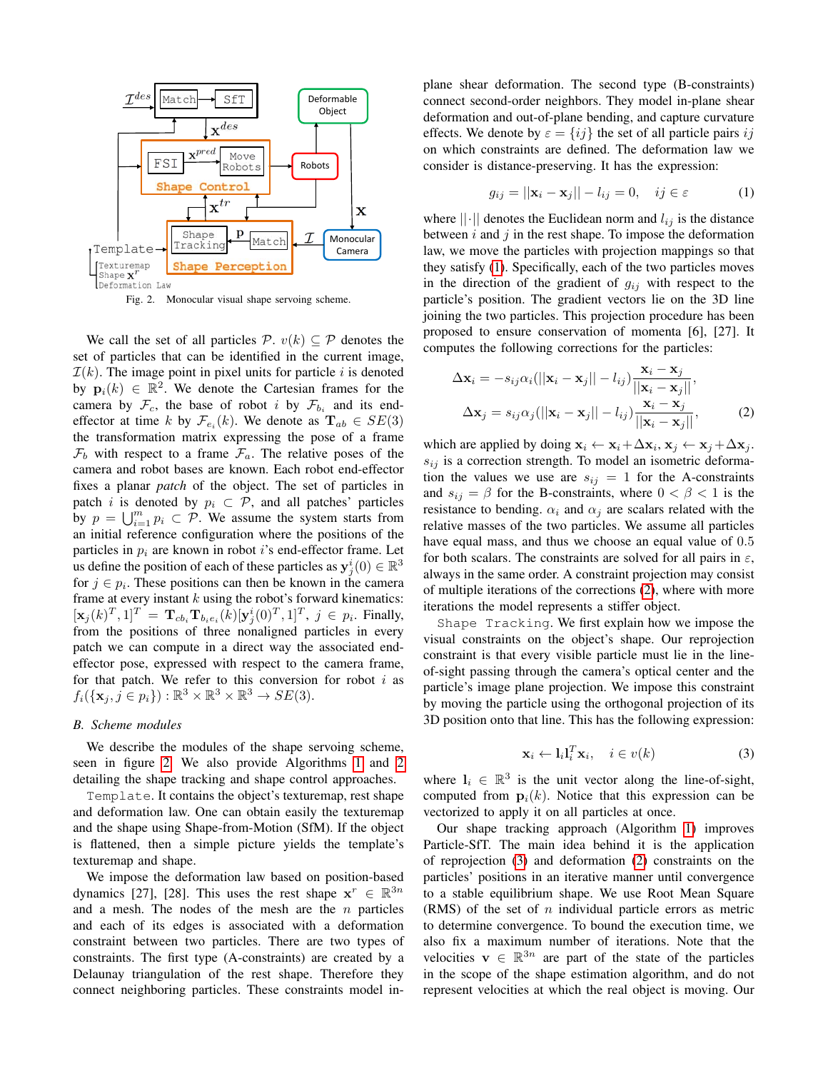Fig. 2. Monocular visual shape servoing scheme.

We call the set of all particles $\mathcal{P}$. $v(k) \subseteq \mathcal{P}$ denotes the set of particles that can be identified in the current image, $\mathcal{I}(k)$. The image point in pixel units for particle $i$ is denoted by $\mathbf{p}_i(k) \in \mathbb{R}^2$. We denote the Cartesian frames for the camera by $\mathcal{F}_c$, the base of robot $i$ by $\mathcal{F}_{b_i}$ and its end-effector at time $k$ by $\mathcal{F}_{e_i}(k)$. We denote as $\mathbf{T}_{ab} \in SE(3)$ the transformation matrix expressing the pose of a frame $\mathcal{F}_b$ with respect to a frame $\mathcal{F}_a$. The relative poses of the camera and robot bases are known. Each robot end-effector fixes a planar *patch* of the object. The set of particles in patch $i$ is denoted by $p_i \subset \mathcal{P}$, and all patches' particles by $p = \bigcup_{i=1}^{m} p_i \subset \mathcal{P}$. We assume the system starts from an initial reference configuration where the positions of the particles in $p_i$ are known in robot $i$'s end-effector frame. Let us define the position of each of these particles as $\mathbf{y}_j^i(0) \in \mathbb{R}^3$ for $j \in p_i$. These positions can then be known in the camera frame at every instant $k$ using the robot's forward kinematics: $[\mathbf{x}_j(k)^T, 1]^T = \mathbf{T}_{cb_i}\mathbf{T}_{b_ie_i}(k)[\mathbf{y}_j^i(0)^T, 1]^T$, $j \in p_i$. Finally, from the positions of three nonaligned particles in every patch we can compute in a direct way the associated end-effector pose, expressed with respect to the camera frame, for that patch. We refer to this conversion for robot $i$ as $f_i(\{\mathbf{x}_j, j \in p_i\}) : \mathbb{R}^3 \times \mathbb{R}^3 \times \mathbb{R}^3 \rightarrow SE(3)$.

### B. Scheme modules

We describe the modules of the shape servoing scheme, seen in figure 2. We also provide Algorithms 1 and 2 detailing the shape tracking and shape control approaches.

`Template`. It contains the object's texturemap, rest shape and deformation law. One can obtain easily the texturemap and the shape using Shape-from-Motion (SfM). If the object is flattened, then a simple picture yields the template's texturemap and shape.

We impose the deformation law based on position-based dynamics [27], [28]. This uses the rest shape $\mathbf{x}^r \in \mathbb{R}^{3n}$ and a mesh. The nodes of the mesh are the $n$ particles and each of its edges is associated with a deformation constraint between two particles. There are two types of constraints. The first type (A-constraints) are created by a Delaunay triangulation of the rest shape. Therefore they connect neighboring particles. These constraints model in-plane shear deformation. The second type (B-constraints) connect second-order neighbors. They model in-plane shear deformation and out-of-plane bending, and capture curvature effects. We denote by $\varepsilon = \{ij\}$ the set of all particle pairs $ij$ on which constraints are defined. The deformation law we consider is distance-preserving. It has the expression:

$$g_{ij} = ||\mathbf{x}_i - \mathbf{x}_j|| - l_{ij} = 0, \quad ij \in \varepsilon \tag{1}$$

where $||\cdot||$ denotes the Euclidean norm and $l_{ij}$ is the distance between $i$ and $j$ in the rest shape. To impose the deformation law, we move the particles with projection mappings so that they satisfy (1). Specifically, each of the two particles moves in the direction of the gradient of $g_{ij}$ with respect to the particle's position. The gradient vectors lie on the 3D line joining the two particles. This projection procedure has been proposed to ensure conservation of momenta [6], [27]. It computes the following corrections for the particles:

$$\Delta\mathbf{x}_i = -s_{ij}\alpha_i(||\mathbf{x}_i - \mathbf{x}_j|| - l_{ij})\frac{\mathbf{x}_i - \mathbf{x}_j}{||\mathbf{x}_i - \mathbf{x}_j||},$$
$$\Delta\mathbf{x}_j = s_{ij}\alpha_j(||\mathbf{x}_i - \mathbf{x}_j|| - l_{ij})\frac{\mathbf{x}_i - \mathbf{x}_j}{||\mathbf{x}_i - \mathbf{x}_j||}, \tag{2}$$

which are applied by doing $\mathbf{x}_i \leftarrow \mathbf{x}_i + \Delta\mathbf{x}_i$, $\mathbf{x}_j \leftarrow \mathbf{x}_j + \Delta\mathbf{x}_j$. $s_{ij}$ is a correction strength. To model an isometric deformation the values we use are $s_{ij} = 1$ for the A-constraints and $s_{ij} = \beta$ for the B-constraints, where $0 < \beta < 1$ is the resistance to bending. $\alpha_i$ and $\alpha_j$ are scalars related with the relative masses of the two particles. We assume all particles have equal mass, and thus we choose an equal value of 0.5 for both scalars. The constraints are solved for all pairs in $\varepsilon$, always in the same order. A constraint projection may consist of multiple iterations of the corrections (2), where with more iterations the model represents a stiffer object.

`Shape Tracking`. We first explain how we impose the visual constraints on the object's shape. Our reprojection constraint is that every visible particle must lie in the line-of-sight passing through the camera's optical center and the particle's image plane projection. We impose this constraint by moving the particle using the orthogonal projection of its 3D position onto that line. This has the following expression:

$$\mathbf{x}_i \leftarrow \mathbf{l}_i\mathbf{l}_i^T\mathbf{x}_i, \quad i \in v(k) \tag{3}$$

where $\mathbf{l}_i \in \mathbb{R}^3$ is the unit vector along the line-of-sight, computed from $\mathbf{p}_i(k)$. Notice that this expression can be vectorized to apply it on all particles at once.

Our shape tracking approach (Algorithm 1) improves Particle-SfT. The main idea behind it is the application of reprojection (3) and deformation (2) constraints on the particles' positions in an iterative manner until convergence to a stable equilibrium shape. We use Root Mean Square (RMS) of the set of $n$ individual particle errors as metric to determine convergence. To bound the execution time, we also fix a maximum number of iterations. Note that the velocities $\mathbf{v} \in \mathbb{R}^{3n}$ are part of the state of the particles in the scope of the shape estimation algorithm, and do not represent velocities at which the real object is moving. Our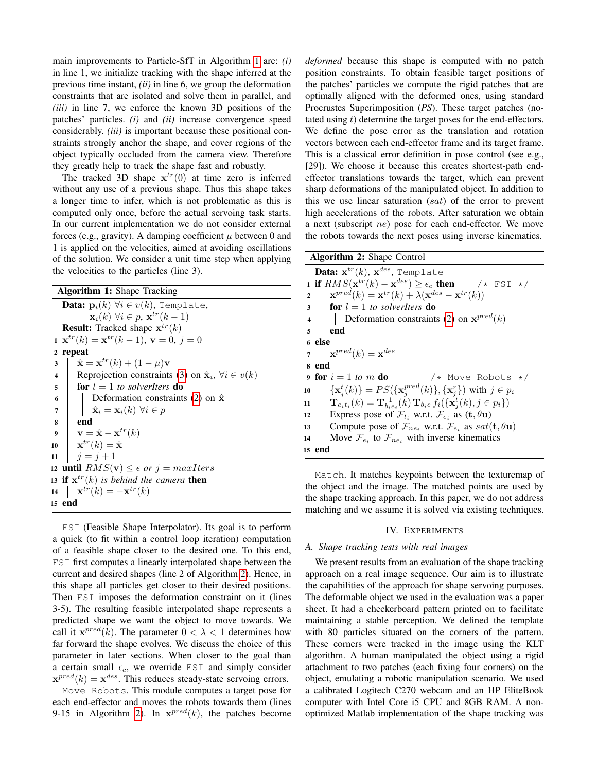main improvements to Particle-SfT in Algorithm 1 are: *(i)* in line 1, we initialize tracking with the shape inferred at the previous time instant, *(ii)* in line 6, we group the deformation constraints that are isolated and solve them in parallel, and *(iii)* in line 7, we enforce the known 3D positions of the patches' particles. *(i)* and *(ii)* increase convergence speed considerably. *(iii)* is important because these positional constraints strongly anchor the shape, and cover regions of the object typically occluded from the camera view. Therefore they greatly help to track the shape fast and robustly.

The tracked 3D shape $\mathbf{x}^{tr}(0)$ at time zero is inferred without any use of a previous shape. Thus this shape takes a longer time to infer, which is not problematic as this is computed only once, before the actual servoing task starts. In our current implementation we do not consider external forces (e.g., gravity). A damping coefficient $\mu$ between 0 and 1 is applied on the velocities, aimed at avoiding oscillations of the solution. We consider a unit time step when applying the velocities to the particles (line 3).

**Algorithm 1:** Shape Tracking

```
   Data: p_i(k) ∀i ∈ v(k), Template,
         x_i(k) ∀i ∈ p, x^tr(k−1)
   Result: Tracked shape x^tr(k)
1  x^tr(k) = x^tr(k−1), v = 0, j = 0
2  repeat
3      x̂ = x^tr(k) + (1 − μ)v
4      Reprojection constraints (3) on x̂_i, ∀i ∈ v(k)
5      for l = 1 to solverIters do
6          Deformation constraints (2) on x̂
7          x̂_i = x_i(k) ∀i ∈ p
8      end
9      v = x̂ − x^tr(k)
10     x^tr(k) = x̂
11     j = j + 1
12 until RMS(v) ≤ ε or j = maxIters
13 if x^tr(k) is behind the camera then
14     x^tr(k) = −x^tr(k)
15 end
```

`FSI` (Feasible Shape Interpolator). Its goal is to perform a quick (to fit within a control loop iteration) computation of a feasible shape closer to the desired one. To this end, `FSI` first computes a linearly interpolated shape between the current and desired shapes (line 2 of Algorithm 2). Hence, in this shape all particles get closer to their desired positions. Then `FSI` imposes the deformation constraint on it (lines 3-5). The resulting feasible interpolated shape represents a predicted shape we want the object to move towards. We call it $\mathbf{x}^{pred}(k)$. The parameter $0 < \lambda < 1$ determines how far forward the shape evolves. We discuss the choice of this parameter in later sections. When closer to the goal than a certain small $\epsilon_c$, we override `FSI` and simply consider $\mathbf{x}^{pred}(k) = \mathbf{x}^{des}$. This reduces steady-state servoing errors.

`Move Robots`. This module computes a target pose for each end-effector and moves the robots towards them (lines 9-15 in Algorithm 2). In $\mathbf{x}^{pred}(k)$, the patches become *deformed* because this shape is computed with no patch position constraints. To obtain feasible target positions of the patches' particles we compute the rigid patches that are optimally aligned with the deformed ones, using standard Procrustes Superimposition (*PS*). These target patches (notated using $t$) determine the target poses for the end-effectors. We define the pose error as the translation and rotation vectors between each end-effector frame and its target frame. This is a classical error definition in pose control (see e.g., [29]). We choose it because this creates shortest-path end-effector translations towards the target, which can prevent sharp deformations of the manipulated object. In addition to this we use linear saturation ($sat$) of the error to prevent high accelerations of the robots. After saturation we obtain a next (subscript $ne$) pose for each end-effector. We move the robots towards the next poses using inverse kinematics.

**Algorithm 2:** Shape Control

```
   Data: x^tr(k), x^des, Template
1  if RMS(x^tr(k) − x^des) ≥ ε_c then          /* FSI */
2      x^pred(k) = x^tr(k) + λ(x^des − x^tr(k))
3      for l = 1 to solverIters do
4          Deformation constraints (2) on x^pred(k)
5      end
6  else
7      x^pred(k) = x^des
8  end
9  for i = 1 to m do                           /* Move Robots */
10     {x^t_j(k)} = PS({x^pred_j(k)}, {x^r_j}) with j ∈ p_i
11     T_{e_i t_i}(k) = T^{-1}_{b_i e_i}(k) T_{b_i c} f_i({x^t_j(k), j ∈ p_i})
12     Express pose of F_{t_i} w.r.t. F_{e_i} as (t, θu)
13     Compute pose of F_{ne_i} w.r.t. F_{e_i} as sat(t, θu)
14     Move F_{e_i} to F_{ne_i} with inverse kinematics
15 end
```

`Match`. It matches keypoints between the texturemap of the object and the image. The matched points are used by the shape tracking approach. In this paper, we do not address matching and we assume it is solved via existing techniques.

## IV. Experiments

### A. Shape tracking tests with real images

We present results from an evaluation of the shape tracking approach on a real image sequence. Our aim is to illustrate the capabilities of the approach for shape servoing purposes. The deformable object we used in the evaluation was a paper sheet. It had a checkerboard pattern printed on to facilitate maintaining a stable perception. We defined the template with 80 particles situated on the corners of the pattern. These corners were tracked in the image using the KLT algorithm. A human manipulated the object using a rigid attachment to two patches (each fixing four corners) on the object, emulating a robotic manipulation scenario. We used a calibrated Logitech C270 webcam and an HP EliteBook computer with Intel Core i5 CPU and 8GB RAM. A non-optimized Matlab implementation of the shape tracking was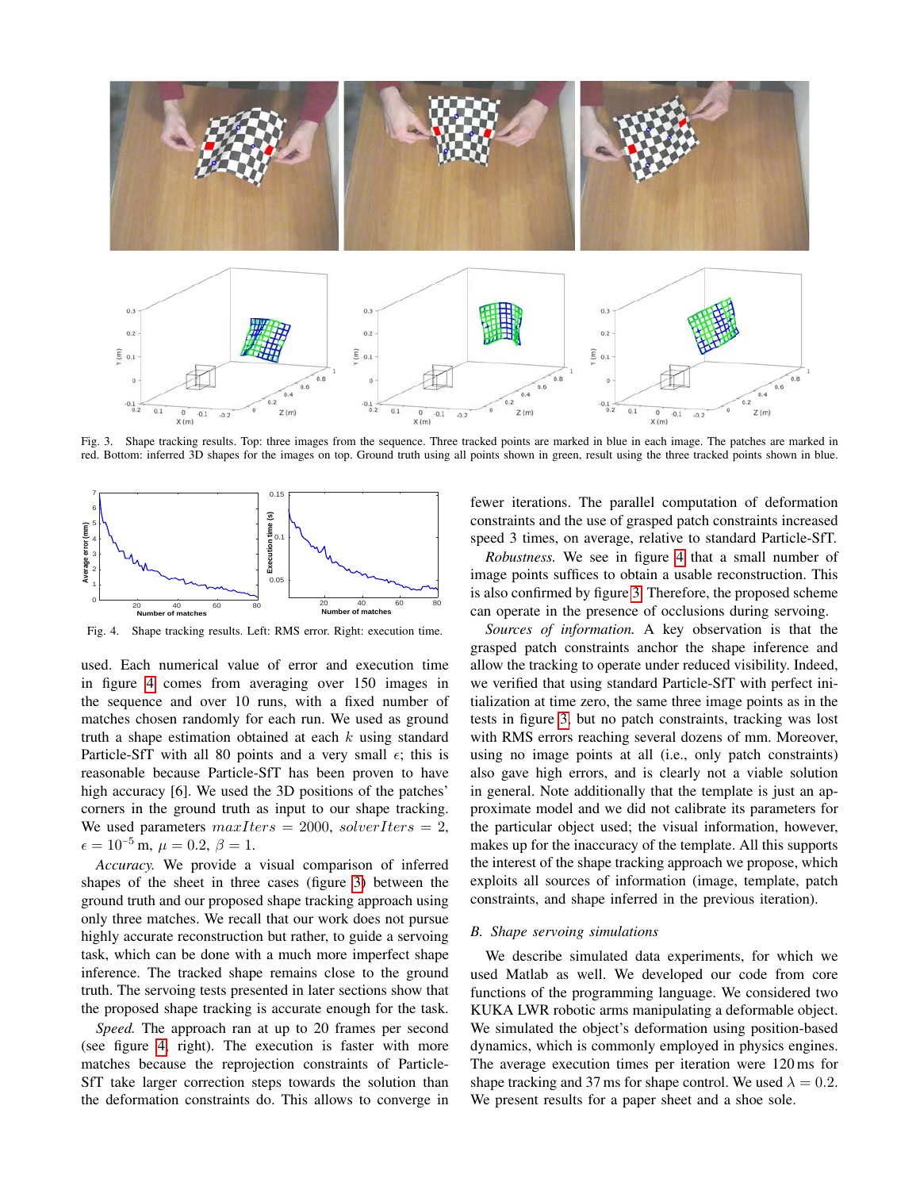Fig. 3. Shape tracking results. Top: three images from the sequence. Three tracked points are marked in blue in each image. The patches are marked in red. Bottom: inferred 3D shapes for the images on top. Ground truth using all points shown in green, result using the three tracked points shown in blue.

Fig. 4. Shape tracking results. Left: RMS error. Right: execution time.

used. Each numerical value of error and execution time in figure 4 comes from averaging over 150 images in the sequence and over 10 runs, with a fixed number of matches chosen randomly for each run. We used as ground truth a shape estimation obtained at each $k$ using standard Particle-SfT with all 80 points and a very small $\epsilon$; this is reasonable because Particle-SfT has been proven to have high accuracy [6]. We used the 3D positions of the patches' corners in the ground truth as input to our shape tracking. We used parameters $maxIters = 2000$, $solverIters = 2$, $\epsilon = 10^{-5}$ m, $\mu = 0.2$, $\beta = 1$.

*Accuracy.* We provide a visual comparison of inferred shapes of the sheet in three cases (figure 3) between the ground truth and our proposed shape tracking approach using only three matches. We recall that our work does not pursue highly accurate reconstruction but rather, to guide a servoing task, which can be done with a much more imperfect shape inference. The tracked shape remains close to the ground truth. The servoing tests presented in later sections show that the proposed shape tracking is accurate enough for the task.

*Speed.* The approach ran at up to 20 frames per second (see figure 4, right). The execution is faster with more matches because the reprojection constraints of Particle-SfT take larger correction steps towards the solution than the deformation constraints do. This allows to converge in fewer iterations. The parallel computation of deformation constraints and the use of grasped patch constraints increased speed 3 times, on average, relative to standard Particle-SfT.

*Robustness.* We see in figure 4 that a small number of image points suffices to obtain a usable reconstruction. This is also confirmed by figure 3. Therefore, the proposed scheme can operate in the presence of occlusions during servoing.

*Sources of information.* A key observation is that the grasped patch constraints anchor the shape inference and allow the tracking to operate under reduced visibility. Indeed, we verified that using standard Particle-SfT with perfect initialization at time zero, the same three image points as in the tests in figure 3, but no patch constraints, tracking was lost with RMS errors reaching several dozens of mm. Moreover, using no image points at all (i.e., only patch constraints) also gave high errors, and is clearly not a viable solution in general. Note additionally that the template is just an approximate model and we did not calibrate its parameters for the particular object used; the visual information, however, makes up for the inaccuracy of the template. All this supports the interest of the shape tracking approach we propose, which exploits all sources of information (image, template, patch constraints, and shape inferred in the previous iteration).

### B. Shape servoing simulations

We describe simulated data experiments, for which we used Matlab as well. We developed our code from core functions of the programming language. We considered two KUKA LWR robotic arms manipulating a deformable object. We simulated the object's deformation using position-based dynamics, which is commonly employed in physics engines. The average execution times per iteration were 120 ms for shape tracking and 37 ms for shape control. We used $\lambda = 0.2$. We present results for a paper sheet and a shoe sole.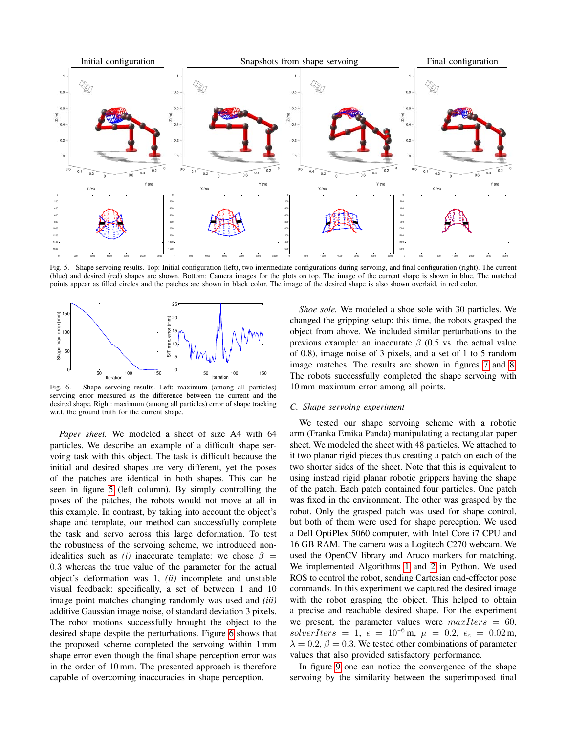Fig. 5. Shape servoing results. Top: Initial configuration (left), two intermediate configurations during servoing, and final configuration (right). The current (blue) and desired (red) shapes are shown. Bottom: Camera images for the plots on top. The image of the current shape is shown in blue. The matched points appear as filled circles and the patches are shown in black color. The image of the desired shape is also shown overlaid, in red color.

Fig. 6. Shape servoing results. Left: maximum (among all particles) servoing error measured as the difference between the current and the desired shape. Right: maximum (among all particles) error of shape tracking w.r.t. the ground truth for the current shape.

*Paper sheet.* We modeled a sheet of size A4 with 64 particles. We describe an example of a difficult shape servoing task with this object. The task is difficult because the initial and desired shapes are very different, yet the poses of the patches are identical in both shapes. This can be seen in figure 5 (left column). By simply controlling the poses of the patches, the robots would not move at all in this example. In contrast, by taking into account the object's shape and template, our method can successfully complete the task and servo across this large deformation. To test the robustness of the servoing scheme, we introduced non-idealities such as *(i)* inaccurate template: we chose $\beta = 0.3$ whereas the true value of the parameter for the actual object's deformation was 1, *(ii)* incomplete and unstable visual feedback: specifically, a set of between 1 and 10 image point matches changing randomly was used and *(iii)* additive Gaussian image noise, of standard deviation 3 pixels. The robot motions successfully brought the object to the desired shape despite the perturbations. Figure 6 shows that the proposed scheme completed the servoing within 1 mm shape error even though the final shape perception error was in the order of 10 mm. The presented approach is therefore capable of overcoming inaccuracies in shape perception.

*Shoe sole.* We modeled a shoe sole with 30 particles. We changed the gripping setup: this time, the robots grasped the object from above. We included similar perturbations to the previous example: an inaccurate $\beta$ (0.5 vs. the actual value of 0.8), image noise of 3 pixels, and a set of 1 to 5 random image matches. The results are shown in figures 7 and 8. The robots successfully completed the shape servoing with 10 mm maximum error among all points.

### C. Shape servoing experiment

We tested our shape servoing scheme with a robotic arm (Franka Emika Panda) manipulating a rectangular paper sheet. We modeled the sheet with 48 particles. We attached to it two planar rigid pieces thus creating a patch on each of the two shorter sides of the sheet. Note that this is equivalent to using instead rigid planar robotic grippers having the shape of the patch. Each patch contained four particles. One patch was fixed in the environment. The other was grasped by the robot. Only the grasped patch was used for shape control, but both of them were used for shape perception. We used a Dell OptiPlex 5060 computer, with Intel Core i7 CPU and 16 GB RAM. The camera was a Logitech C270 webcam. We used the OpenCV library and Aruco markers for matching. We implemented Algorithms 1 and 2 in Python. We used ROS to control the robot, sending Cartesian end-effector pose commands. In this experiment we captured the desired image with the robot grasping the object. This helped to obtain a precise and reachable desired shape. For the experiment we present, the parameter values were $maxIters = 60$, $solverIters = 1$, $\epsilon = 10^{-6}$ m, $\mu = 0.2$, $\epsilon_c = 0.02$ m, $\lambda = 0.2$, $\beta = 0.3$. We tested other combinations of parameter values that also provided satisfactory performance.

In figure 9 one can notice the convergence of the shape servoing by the similarity between the superimposed final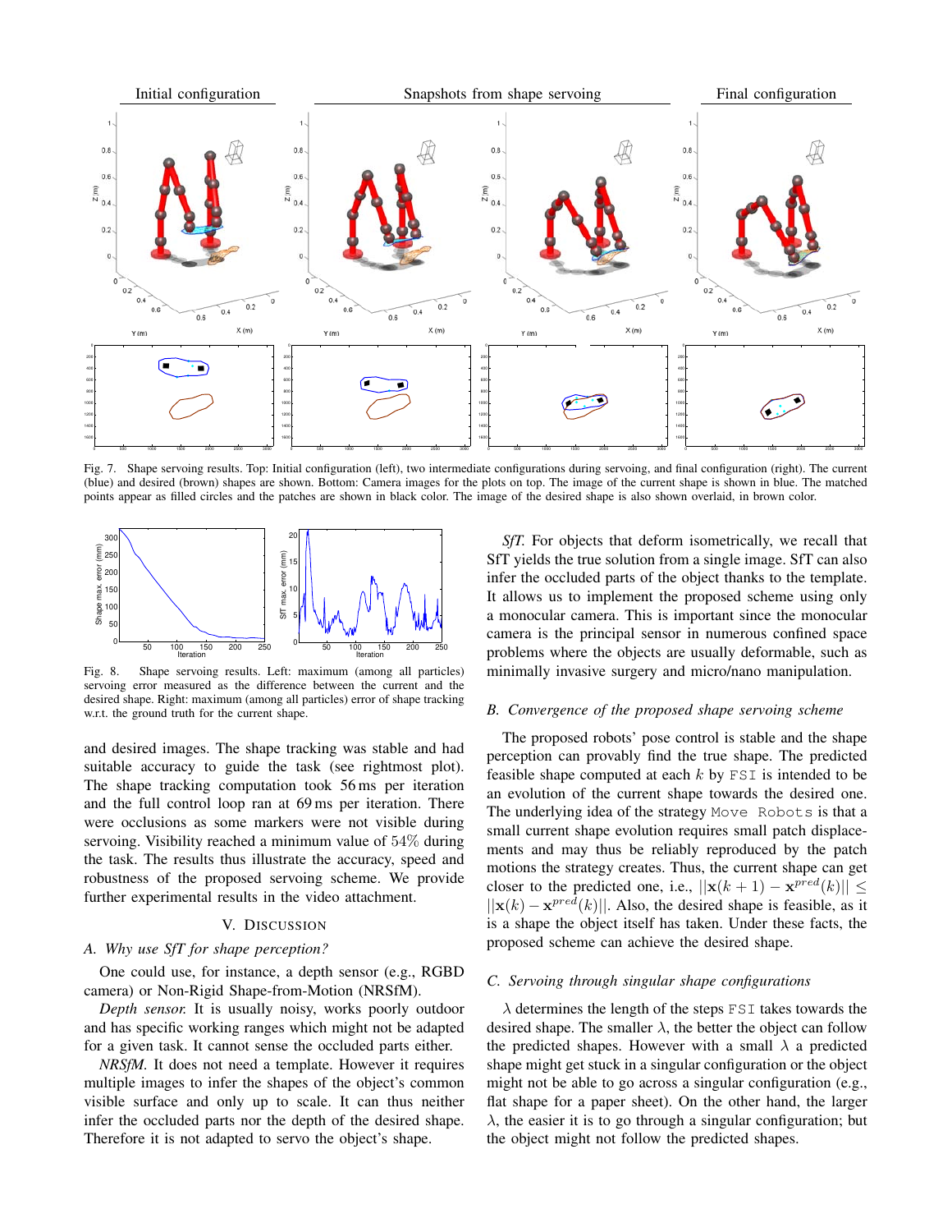Fig. 7. Shape servoing results. Top: Initial configuration (left), two intermediate configurations during servoing, and final configuration (right). The current (blue) and desired (brown) shapes are shown. Bottom: Camera images for the plots on top. The image of the current shape is shown in blue. The matched points appear as filled circles and the patches are shown in black color. The image of the desired shape is also shown overlaid, in brown color.

Fig. 8. Shape servoing results. Left: maximum (among all particles) servoing error measured as the difference between the current and the desired shape. Right: maximum (among all particles) error of shape tracking w.r.t. the ground truth for the current shape.

and desired images. The shape tracking was stable and had suitable accuracy to guide the task (see rightmost plot). The shape tracking computation took 56 ms per iteration and the full control loop ran at 69 ms per iteration. There were occlusions as some markers were not visible during servoing. Visibility reached a minimum value of 54% during the task. The results thus illustrate the accuracy, speed and robustness of the proposed servoing scheme. We provide further experimental results in the video attachment.

## V. Discussion

### A. Why use SfT for shape perception?

One could use, for instance, a depth sensor (e.g., RGBD camera) or Non-Rigid Shape-from-Motion (NRSfM).

*Depth sensor.* It is usually noisy, works poorly outdoor and has specific working ranges which might not be adapted for a given task. It cannot sense the occluded parts either.

*NRSfM.* It does not need a template. However it requires multiple images to infer the shapes of the object's common visible surface and only up to scale. It can thus neither infer the occluded parts nor the depth of the desired shape. Therefore it is not adapted to servo the object's shape.

*SfT.* For objects that deform isometrically, we recall that SfT yields the true solution from a single image. SfT can also infer the occluded parts of the object thanks to the template. It allows us to implement the proposed scheme using only a monocular camera. This is important since the monocular camera is the principal sensor in numerous confined space problems where the objects are usually deformable, such as minimally invasive surgery and micro/nano manipulation.

### B. Convergence of the proposed shape servoing scheme

The proposed robots' pose control is stable and the shape perception can provably find the true shape. The predicted feasible shape computed at each $k$ by `FSI` is intended to be an evolution of the current shape towards the desired one. The underlying idea of the strategy `Move Robots` is that a small current shape evolution requires small patch displacements and may thus be reliably reproduced by the patch motions the strategy creates. Thus, the current shape can get closer to the predicted one, i.e., $||\mathbf{x}(k+1) - \mathbf{x}^{pred}(k)|| \leq ||\mathbf{x}(k) - \mathbf{x}^{pred}(k)||$. Also, the desired shape is feasible, as it is a shape the object itself has taken. Under these facts, the proposed scheme can achieve the desired shape.

### C. Servoing through singular shape configurations

$\lambda$ determines the length of the steps `FSI` takes towards the desired shape. The smaller $\lambda$, the better the object can follow the predicted shapes. However with a small $\lambda$ a predicted shape might get stuck in a singular configuration or the object might not be able to go across a singular configuration (e.g., flat shape for a paper sheet). On the other hand, the larger $\lambda$, the easier it is to go through a singular configuration; but the object might not follow the predicted shapes.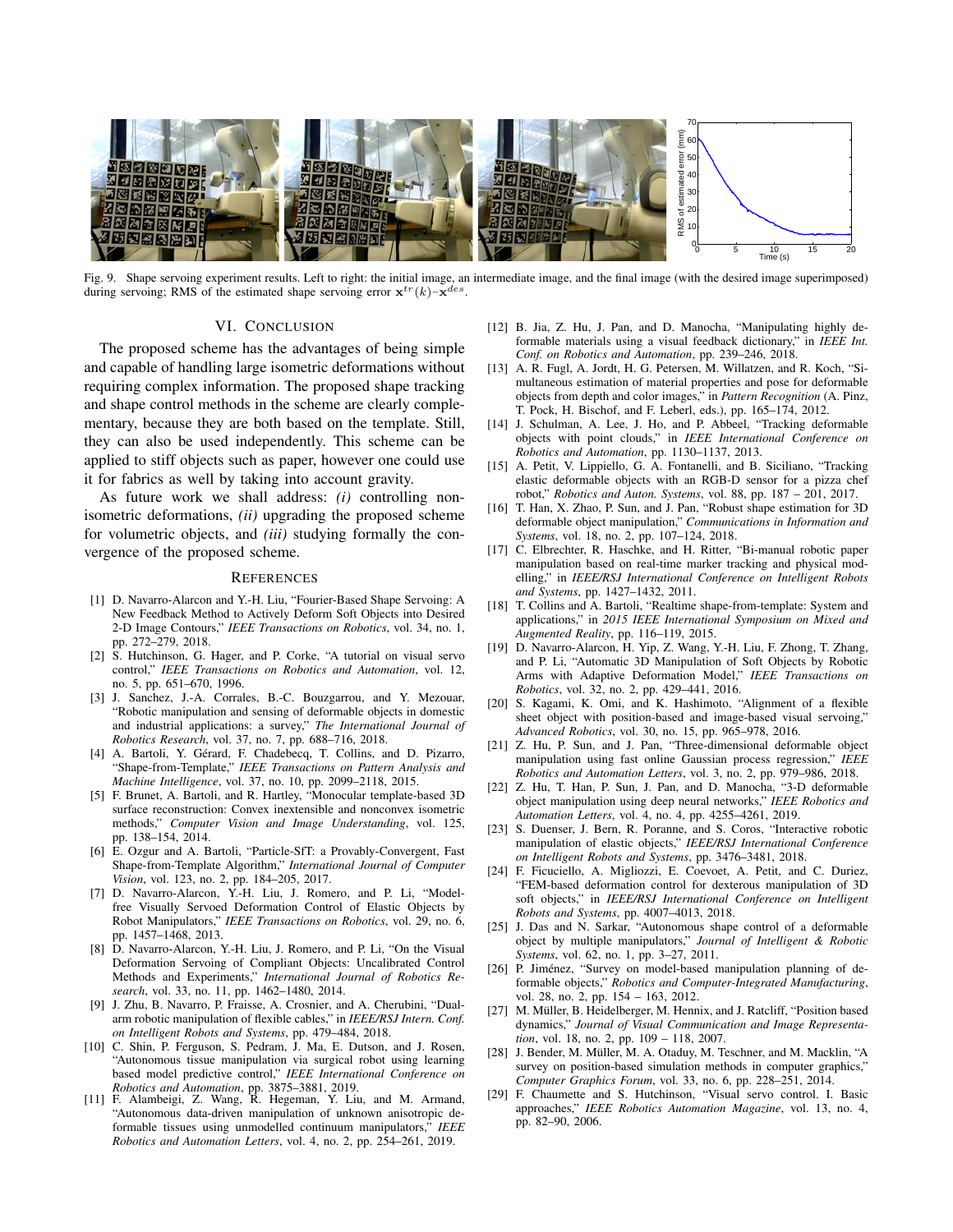70
60
50
40
30
20
10
0
RMS of estimated error (mm)
0 5 10 15 20
Time (s)

Fig. 9. Shape servoing experiment results. Left to right: the initial image, an intermediate image, and the final image (with the desired image superimposed) during servoing; RMS of the estimated shape servoing error $\mathbf{x}^{tr}(k)-\mathbf{x}^{des}$.

## VI. Conclusion

The proposed scheme has the advantages of being simple and capable of handling large isometric deformations without requiring complex information. The proposed shape tracking and shape control methods in the scheme are clearly complementary, because they are both based on the template. Still, they can also be used independently. This scheme can be applied to stiff objects such as paper, however one could use it for fabrics as well by taking into account gravity.

As future work we shall address: *(i)* controlling non-isometric deformations, *(ii)* upgrading the proposed scheme for volumetric objects, and *(iii)* studying formally the convergence of the proposed scheme.

## References

[1] D. Navarro-Alarcon and Y.-H. Liu, "Fourier-Based Shape Servoing: A New Feedback Method to Actively Deform Soft Objects into Desired 2-D Image Contours," *IEEE Transactions on Robotics*, vol. 34, no. 1, pp. 272–279, 2018.

[2] S. Hutchinson, G. Hager, and P. Corke, "A tutorial on visual servo control," *IEEE Transactions on Robotics and Automation*, vol. 12, no. 5, pp. 651–670, 1996.

[3] J. Sanchez, J.-A. Corrales, B.-C. Bouzgarrou, and Y. Mezouar, "Robotic manipulation and sensing of deformable objects in domestic and industrial applications: a survey," *The International Journal of Robotics Research*, vol. 37, no. 7, pp. 688–716, 2018.

[4] A. Bartoli, Y. Gérard, F. Chadebecq, T. Collins, and D. Pizarro, "Shape-from-Template," *IEEE Transactions on Pattern Analysis and Machine Intelligence*, vol. 37, no. 10, pp. 2099–2118, 2015.

[5] F. Brunet, A. Bartoli, and R. Hartley, "Monocular template-based 3D surface reconstruction: Convex inextensible and nonconvex isometric methods," *Computer Vision and Image Understanding*, vol. 125, pp. 138–154, 2014.

[6] E. Ozgur and A. Bartoli, "Particle-SfT: a Provably-Convergent, Fast Shape-from-Template Algorithm," *International Journal of Computer Vision*, vol. 123, no. 2, pp. 184–205, 2017.

[7] D. Navarro-Alarcon, Y.-H. Liu, J. Romero, and P. Li, "Model-free Visually Servoed Deformation Control of Elastic Objects by Robot Manipulators," *IEEE Transactions on Robotics*, vol. 29, no. 6, pp. 1457–1468, 2013.

[8] D. Navarro-Alarcon, Y.-H. Liu, J. Romero, and P. Li, "On the Visual Deformation Servoing of Compliant Objects: Uncalibrated Control Methods and Experiments," *International Journal of Robotics Research*, vol. 33, no. 11, pp. 1462–1480, 2014.

[9] J. Zhu, B. Navarro, P. Fraisse, A. Crosnier, and A. Cherubini, "Dual-arm robotic manipulation of flexible cables," in *IEEE/RSJ Intern. Conf. on Intelligent Robots and Systems*, pp. 479–484, 2018.

[10] C. Shin, P. Ferguson, S. Pedram, J. Ma, E. Dutson, and J. Rosen, "Autonomous tissue manipulation via surgical robot using learning based model predictive control," *IEEE International Conference on Robotics and Automation*, pp. 3875–3881, 2019.

[11] F. Alambeigi, Z. Wang, R. Hegeman, Y. Liu, and M. Armand, "Autonomous data-driven manipulation of unknown anisotropic deformable tissues using unmodelled continuum manipulators," *IEEE Robotics and Automation Letters*, vol. 4, no. 2, pp. 254–261, 2019.

[12] B. Jia, Z. Hu, J. Pan, and D. Manocha, "Manipulating highly deformable materials using a visual feedback dictionary," in *IEEE Int. Conf. on Robotics and Automation*, pp. 239–246, 2018.

[13] A. R. Fugl, A. Jordt, H. G. Petersen, M. Willatzen, and R. Koch, "Simultaneous estimation of material properties and pose for deformable objects from depth and color images," in *Pattern Recognition* (A. Pinz, T. Pock, H. Bischof, and F. Leberl, eds.), pp. 165–174, 2012.

[14] J. Schulman, A. Lee, J. Ho, and P. Abbeel, "Tracking deformable objects with point clouds," in *IEEE International Conference on Robotics and Automation*, pp. 1130–1137, 2013.

[15] A. Petit, V. Lippiello, G. A. Fontanelli, and B. Siciliano, "Tracking elastic deformable objects with an RGB-D sensor for a pizza chef robot," *Robotics and Auton. Systems*, vol. 88, pp. 187 – 201, 2017.

[16] T. Han, X. Zhao, P. Sun, and J. Pan, "Robust shape estimation for 3D deformable object manipulation," *Communications in Information and Systems*, vol. 18, no. 2, pp. 107–124, 2018.

[17] C. Elbrechter, R. Haschke, and H. Ritter, "Bi-manual robotic paper manipulation based on real-time marker tracking and physical modelling," in *IEEE/RSJ International Conference on Intelligent Robots and Systems*, pp. 1427–1432, 2011.

[18] T. Collins and A. Bartoli, "Realtime shape-from-template: System and applications," in *2015 IEEE International Symposium on Mixed and Augmented Reality*, pp. 116–119, 2015.

[19] D. Navarro-Alarcon, H. Yip, Z. Wang, Y.-H. Liu, F. Zhong, T. Zhang, and P. Li, "Automatic 3D Manipulation of Soft Objects by Robotic Arms with Adaptive Deformation Model," *IEEE Transactions on Robotics*, vol. 32, no. 2, pp. 429–441, 2016.

[20] S. Kagami, K. Omi, and K. Hashimoto, "Alignment of a flexible sheet object with position-based and image-based visual servoing," *Advanced Robotics*, vol. 30, no. 15, pp. 965–978, 2016.

[21] Z. Hu, P. Sun, and J. Pan, "Three-dimensional deformable object manipulation using fast online Gaussian process regression," *IEEE Robotics and Automation Letters*, vol. 3, no. 2, pp. 979–986, 2018.

[22] Z. Hu, T. Han, P. Sun, J. Pan, and D. Manocha, "3-D deformable object manipulation using deep neural networks," *IEEE Robotics and Automation Letters*, vol. 4, no. 4, pp. 4255–4261, 2019.

[23] S. Duenser, J. Bern, R. Poranne, and S. Coros, "Interactive robotic manipulation of elastic objects," *IEEE/RSJ International Conference on Intelligent Robots and Systems*, pp. 3476–3481, 2018.

[24] F. Ficuciello, A. Migliozzi, E. Coevoet, A. Petit, and C. Duriez, "FEM-based deformation control for dexterous manipulation of 3D soft objects," in *IEEE/RSJ International Conference on Intelligent Robots and Systems*, pp. 4007–4013, 2018.

[25] J. Das and N. Sarkar, "Autonomous shape control of a deformable object by multiple manipulators," *Journal of Intelligent & Robotic Systems*, vol. 62, no. 1, pp. 3–27, 2011.

[26] P. Jiménez, "Survey on model-based manipulation planning of deformable objects," *Robotics and Computer-Integrated Manufacturing*, vol. 28, no. 2, pp. 154 – 163, 2012.

[27] M. Müller, B. Heidelberger, M. Hennix, and J. Ratcliff, "Position based dynamics," *Journal of Visual Communication and Image Representation*, vol. 18, no. 2, pp. 109 – 118, 2007.

[28] J. Bender, M. Müller, M. A. Otaduy, M. Teschner, and M. Macklin, "A survey on position-based simulation methods in computer graphics," *Computer Graphics Forum*, vol. 33, no. 6, pp. 228–251, 2014.

[29] F. Chaumette and S. Hutchinson, "Visual servo control. I. Basic approaches," *IEEE Robotics Automation Magazine*, vol. 13, no. 4, pp. 82–90, 2006.